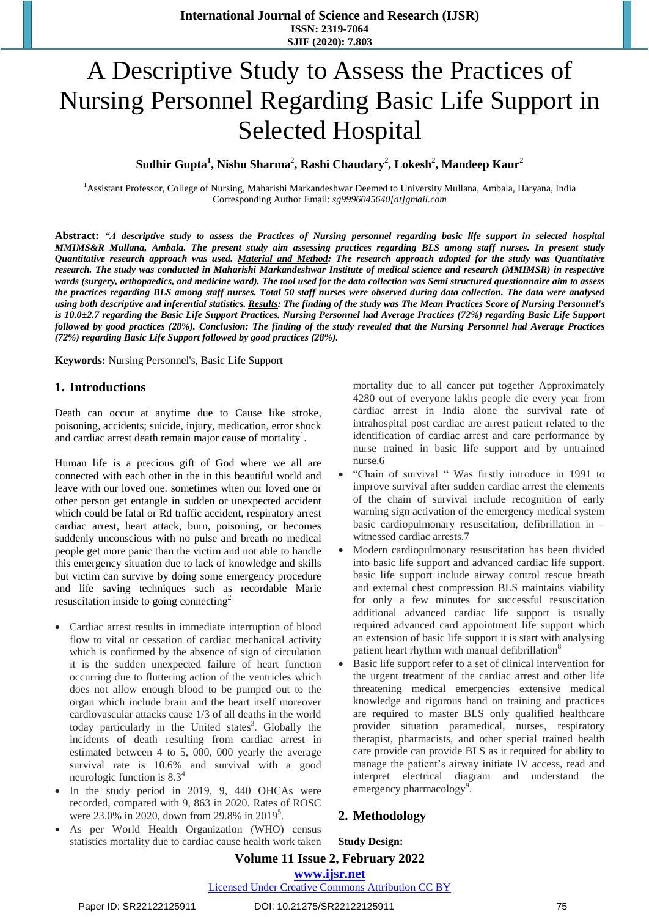# A Descriptive Study to Assess the Practices of Nursing Personnel Regarding Basic Life Support in Selected Hospital

**Sudhir Gupta[1], Nishu Sharma[2], Rashi Chaudary[2], Lokesh[2], Mandeep Kaur[2]**

[1]Assistant Professor, College of Nursing, Maharishi Markandeshwar Deemed to University Mullana, Ambala, Haryana, India
Corresponding Author Email: *sg9996045640[at]gmail.com*

**Abstract:** ***"A descriptive study to assess the Practices of Nursing personnel regarding basic life support in selected hospital MMIMS&R Mullana, Ambala. The present study aim assessing practices regarding BLS among staff nurses. In present study Quantitative research approach was used. Material and Method: The research approach adopted for the study was Quantitative research. The study was conducted in Maharishi Markandeshwar Institute of medical science and research (MMIMSR) in respective wards (surgery, orthopaedics, and medicine ward). The tool used for the data collection was Semi structured questionnaire aim to assess the practices regarding BLS among staff nurses. Total 50 staff nurses were observed during data collection. The data were analysed using both descriptive and inferential statistics. Results: The finding of the study was The Mean Practices Score of Nursing Personnel's is 10.0±2.7 regarding the Basic Life Support Practices. Nursing Personnel had Average Practices (72%) regarding Basic Life Support followed by good practices (28%). Conclusion: The finding of the study revealed that the Nursing Personnel had Average Practices (72%) regarding Basic Life Support followed by good practices (28%).***

**Keywords:** Nursing Personnel's, Basic Life Support

## 1. Introductions

Death can occur at anytime due to Cause like stroke, poisoning, accidents; suicide, injury, medication, error shock and cardiac arrest death remain major cause of mortality[1].

Human life is a precious gift of God where we all are connected with each other in the in this beautiful world and leave with our loved one. sometimes when our loved one or other person get entangle in sudden or unexpected accident which could be fatal or Rd traffic accident, respiratory arrest cardiac arrest, heart attack, burn, poisoning, or becomes suddenly unconscious with no pulse and breath no medical people get more panic than the victim and not able to handle this emergency situation due to lack of knowledge and skills but victim can survive by doing some emergency procedure and life saving techniques such as recordable Marie resuscitation inside to going connecting[2]

- Cardiac arrest results in immediate interruption of blood flow to vital or cessation of cardiac mechanical activity which is confirmed by the absence of sign of circulation it is the sudden unexpected failure of heart function occurring due to fluttering action of the ventricles which does not allow enough blood to be pumped out to the organ which include brain and the heart itself moreover cardiovascular attacks cause 1/3 of all deaths in the world today particularly in the United states[3]. Globally the incidents of death resulting from cardiac arrest in estimated between 4 to 5, 000, 000 yearly the average survival rate is 10.6% and survival with a good neurologic function is 8.3[4]
- In the study period in 2019, 9, 440 OHCAs were recorded, compared with 9, 863 in 2020. Rates of ROSC were 23.0% in 2020, down from 29.8% in 2019[5].
- As per World Health Organization (WHO) census statistics mortality due to cardiac cause health work taken mortality due to all cancer put together Approximately 4280 out of everyone lakhs people die every year from cardiac arrest in India alone the survival rate of intrahospital post cardiac are arrest patient related to the identification of cardiac arrest and care performance by nurse trained in basic life support and by untrained nurse.6
- "Chain of survival " Was firstly introduce in 1991 to improve survival after sudden cardiac arrest the elements of the chain of survival include recognition of early warning sign activation of the emergency medical system basic cardiopulmonary resuscitation, defibrillation in – witnessed cardiac arrests.7
- Modern cardiopulmonary resuscitation has been divided into basic life support and advanced cardiac life support. basic life support include airway control rescue breath and external chest compression BLS maintains viability for only a few minutes for successful resuscitation additional advanced cardiac life support is usually required advanced card appointment life support which an extension of basic life support it is start with analysing patient heart rhythm with manual defibrillation[8]
- Basic life support refer to a set of clinical intervention for the urgent treatment of the cardiac arrest and other life threatening medical emergencies extensive medical knowledge and rigorous hand on training and practices are required to master BLS only qualified healthcare provider situation paramedical, nurses, respiratory therapist, pharmacists, and other special trained health care provide can provide BLS as it required for ability to manage the patient's airway initiate IV access, read and interpret electrical diagram and understand the emergency pharmacology[9].

## 2. Methodology

**Study Design:**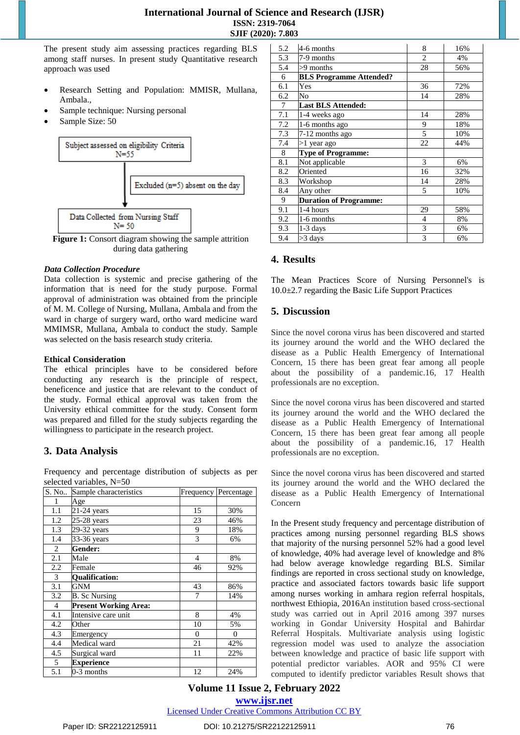The present study aim assessing practices regarding BLS among staff nurses. In present study Quantitative research approach was used

- Research Setting and Population: MMISR, Mullana, Ambala.,
- Sample technique: Nursing personal
- Sample Size: 50

Subject assessed on eligibility Criteria N=55

Excluded (n=5) absent on the day

Data Collected from Nursing Staff N= 50

**Figure 1:** Consort diagram showing the sample attrition during data gathering

***Data Collection Procedure***

Data collection is systemic and precise gathering of the information that is need for the study purpose. Formal approval of administration was obtained from the principle of M. M. College of Nursing, Mullana, Ambala and from the ward in charge of surgery ward, ortho ward medicine ward MMIMSR, Mullana, Ambala to conduct the study. Sample was selected on the basis research study criteria.

**Ethical Consideration**

The ethical principles have to be considered before conducting any research is the principle of respect, beneficence and justice that are relevant to the conduct of the study. Formal ethical approval was taken from the University ethical committee for the study. Consent form was prepared and filled for the study subjects regarding the willingness to participate in the research project.

## 3. Data Analysis

Frequency and percentage distribution of subjects as per selected variables, N=50

| S. No.. | Sample characteristics | Frequency | Percentage |
|---|---|---|---|
| 1 | Age | | |
| 1.1 | 21-24 years | 15 | 30% |
| 1.2 | 25-28 years | 23 | 46% |
| 1.3 | 29-32 years | 9 | 18% |
| 1.4 | 33-36 years | 3 | 6% |
| 2 | **Gender:** | | |
| 2.1 | Male | 4 | 8% |
| 2.2 | Female | 46 | 92% |
| 3 | **Qualification:** | | |
| 3.1 | GNM | 43 | 86% |
| 3.2 | B. Sc Nursing | 7 | 14% |
| 4 | **Present Working Area:** | | |
| 4.1 | Intensive care unit | 8 | 4% |
| 4.2 | Other | 10 | 5% |
| 4.3 | Emergency | 0 | 0 |
| 4.4 | Medical ward | 21 | 42% |
| 4.5 | Surgical ward | 11 | 22% |
| 5 | **Experience** | | |
| 5.1 | 0-3 months | 12 | 24% |
| 5.2 | 4-6 months | 8 | 16% |
| 5.3 | 7-9 months | 2 | 4% |
| 5.4 | >9 months | 28 | 56% |
| 6 | **BLS Programme Attended?** | | |
| 6.1 | Yes | 36 | 72% |
| 6.2 | No | 14 | 28% |
| 7 | **Last BLS Attended:** | | |
| 7.1 | 1-4 weeks ago | 14 | 28% |
| 7.2 | 1-6 months ago | 9 | 18% |
| 7.3 | 7-12 months ago | 5 | 10% |
| 7.4 | >1 year ago | 22 | 44% |
| 8 | **Type of Programme:** | | |
| 8.1 | Not applicable | 3 | 6% |
| 8.2 | Oriented | 16 | 32% |
| 8.3 | Workshop | 14 | 28% |
| 8.4 | Any other | 5 | 10% |
| 9 | **Duration of Programme:** | | |
| 9.1 | 1-4 hours | 29 | 58% |
| 9.2 | 1-6 months | 4 | 8% |
| 9.3 | 1-3 days | 3 | 6% |
| 9.4 | >3 days | 3 | 6% |

## 4. Results

The Mean Practices Score of Nursing Personnel's is 10.0±2.7 regarding the Basic Life Support Practices

## 5. Discussion

Since the novel corona virus has been discovered and started its journey around the world and the WHO declared the disease as a Public Health Emergency of International Concern, 15 there has been great fear among all people about the possibility of a pandemic.16, 17 Health professionals are no exception.

Since the novel corona virus has been discovered and started its journey around the world and the WHO declared the disease as a Public Health Emergency of International Concern, 15 there has been great fear among all people about the possibility of a pandemic.16, 17 Health professionals are no exception.

Since the novel corona virus has been discovered and started its journey around the world and the WHO declared the disease as a Public Health Emergency of International Concern

In the Present study frequency and percentage distribution of practices among nursing personnel regarding BLS shows that majority of the nursing personnel 52% had a good level of knowledge, 40% had average level of knowledge and 8% had below average knowledge regarding BLS. Similar findings are reported in cross sectional study on knowledge, practice and associated factors towards basic life support among nurses working in amhara region referral hospitals, northwest Ethiopia, 2016An institution based cross-sectional study was carried out in April 2016 among 397 nurses working in Gondar University Hospital and Bahirdar Referral Hospitals. Multivariate analysis using logistic regression model was used to analyze the association between knowledge and practice of basic life support with potential predictor variables. AOR and 95% CI were computed to identify predictor variables Result shows that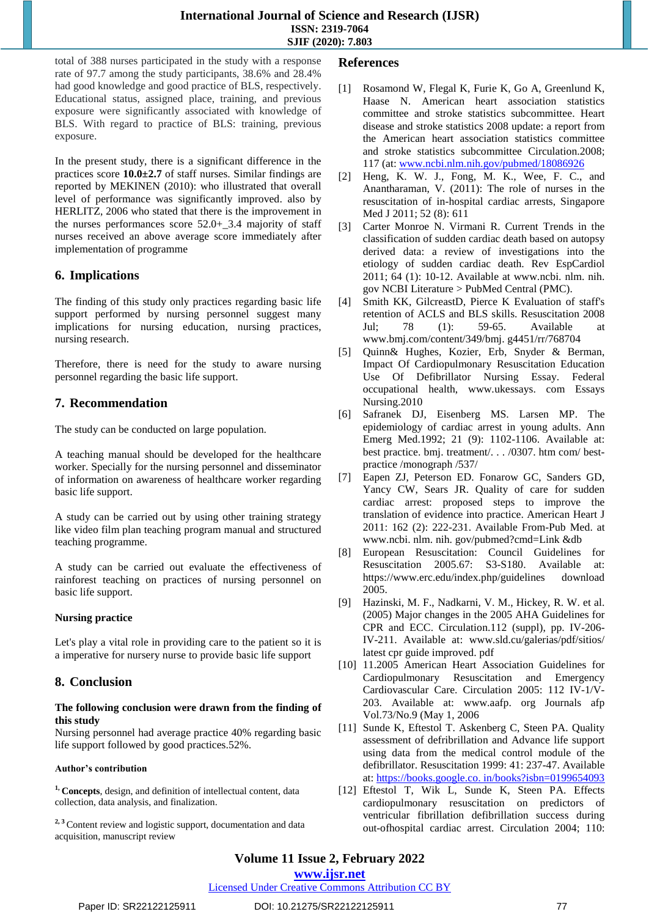total of 388 nurses participated in the study with a response rate of 97.7 among the study participants, 38.6% and 28.4% had good knowledge and good practice of BLS, respectively. Educational status, assigned place, training, and previous exposure were significantly associated with knowledge of BLS. With regard to practice of BLS: training, previous exposure.

In the present study, there is a significant difference in the practices score **10.0±2.7** of staff nurses. Similar findings are reported by MEKINEN (2010): who illustrated that overall level of performance was significantly improved. also by HERLITZ, 2006 who stated that there is the improvement in the nurses performances score 52.0+_3.4 majority of staff nurses received an above average score immediately after implementation of programme

## 6. Implications

The finding of this study only practices regarding basic life support performed by nursing personnel suggest many implications for nursing education, nursing practices, nursing research.

Therefore, there is need for the study to aware nursing personnel regarding the basic life support.

## 7. Recommendation

The study can be conducted on large population.

A teaching manual should be developed for the healthcare worker. Specially for the nursing personnel and disseminator of information on awareness of healthcare worker regarding basic life support.

A study can be carried out by using other training strategy like video film plan teaching program manual and structured teaching programme.

A study can be carried out evaluate the effectiveness of rainforest teaching on practices of nursing personnel on basic life support.

**Nursing practice**

Let's play a vital role in providing care to the patient so it is a imperative for nursery nurse to provide basic life support

## 8. Conclusion

**The following conclusion were drawn from the finding of this study**

Nursing personnel had average practice 40% regarding basic life support followed by good practices.52%.

**Author's contribution**

[1,] **Concepts**, design, and definition of intellectual content, data collection, data analysis, and finalization.

[2, 3] Content review and logistic support, documentation and data acquisition, manuscript review

## References

[1] Rosamond W, Flegal K, Furie K, Go A, Greenlund K, Haase N. American heart association statistics committee and stroke statistics subcommittee. Heart disease and stroke statistics 2008 update: a report from the American heart association statistics committee and stroke statistics subcommittee Circulation.2008; 117 (at: www.ncbi.nlm.nih.gov/pubmed/18086926

[2] Heng, K. W. J., Fong, M. K., Wee, F. C., and Anantharaman, V. (2011): The role of nurses in the resuscitation of in-hospital cardiac arrests, Singapore Med J 2011; 52 (8): 611

[3] Carter Monroe N. Virmani R. Current Trends in the classification of sudden cardiac death based on autopsy derived data: a review of investigations into the etiology of sudden cardiac death. Rev EspCardiol 2011; 64 (1): 10-12. Available at www.ncbi. nlm. nih. gov NCBI Literature > PubMed Central (PMC).

[4] Smith KK, GilcreastD, Pierce K Evaluation of staff's retention of ACLS and BLS skills. Resuscitation 2008 Jul; 78 (1): 59-65. Available at www.bmj.com/content/349/bmj. g4451/rr/768704

[5] Quinn& Hughes, Kozier, Erb, Snyder & Berman, Impact Of Cardiopulmonary Resuscitation Education Use Of Defibrillator Nursing Essay. Federal occupational health, www.ukessays. com Essays Nursing.2010

[6] Safranek DJ, Eisenberg MS. Larsen MP. The epidemiology of cardiac arrest in young adults. Ann Emerg Med.1992; 21 (9): 1102-1106. Available at: best practice. bmj. treatment/. . . /0307. htm com/ best-practice /monograph /537/

[7] Eapen ZJ, Peterson ED. Fonarow GC, Sanders GD, Yancy CW, Sears JR. Quality of care for sudden cardiac arrest: proposed steps to improve the translation of evidence into practice. American Heart J 2011: 162 (2): 222-231. Available From-Pub Med. at www.ncbi. nlm. nih. gov/pubmed?cmd=Link &db

[8] European Resuscitation: Council Guidelines for Resuscitation 2005.67: S3-S180. Available at: https://www.erc.edu/index.php/guidelines download 2005.

[9] Hazinski, M. F., Nadkarni, V. M., Hickey, R. W. et al. (2005) Major changes in the 2005 AHA Guidelines for CPR and ECC. Circulation.112 (suppl), pp. IV-206-IV-211. Available at: www.sld.cu/galerias/pdf/sitios/ latest cpr guide improved. pdf

[10] 11.2005 American Heart Association Guidelines for Cardiopulmonary Resuscitation and Emergency Cardiovascular Care. Circulation 2005: 112 IV-1/V-203. Available at: www.aafp. org Journals afp Vol.73/No.9 (May 1, 2006

[11] Sunde K, Eftestol T. Askenberg C, Steen PA. Quality assessment of defribrillation and Advance life support using data from the medical control module of the defibrillator. Resuscitation 1999: 41: 237-47. Available at: https://books.google.co. in/books?isbn=0199654093

[12] Eftestol T, Wik L, Sunde K, Steen PA. Effects cardiopulmonary resuscitation on predictors of ventricular fibrillation defibrillation success during out-ofhospital cardiac arrest. Circulation 2004; 110: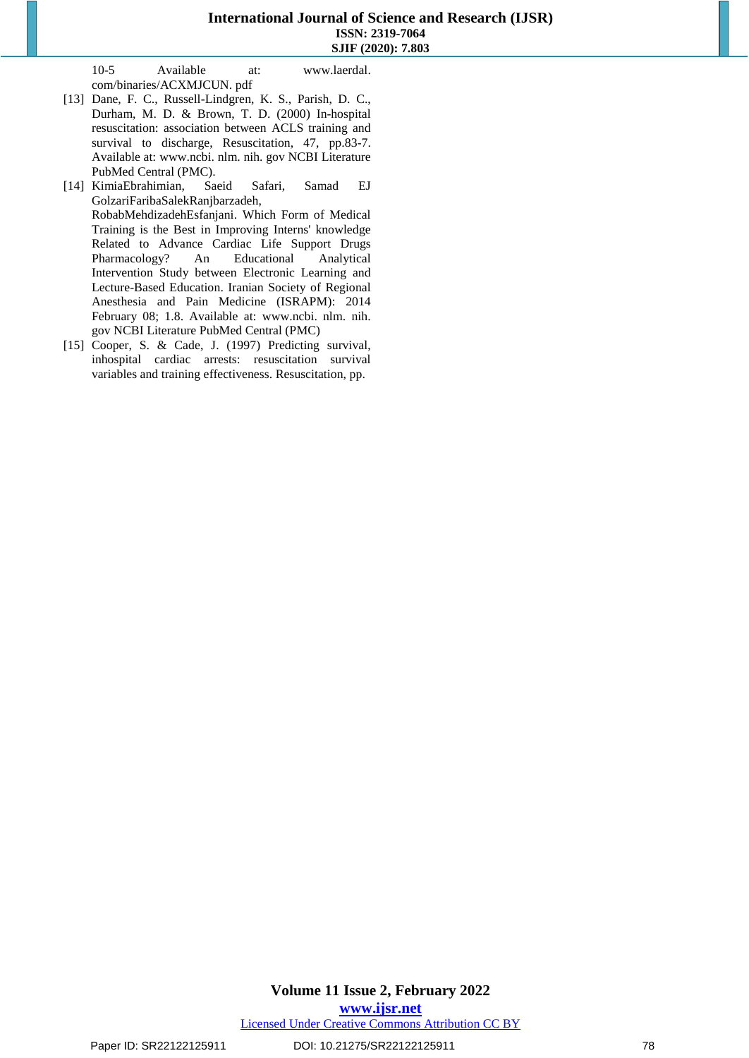10-5 Available at: www.laerdal. com/binaries/ACXMJCUN. pdf

[13] Dane, F. C., Russell-Lindgren, K. S., Parish, D. C., Durham, M. D. & Brown, T. D. (2000) In-hospital resuscitation: association between ACLS training and survival to discharge, Resuscitation, 47, pp.83-7. Available at: www.ncbi. nlm. nih. gov NCBI Literature PubMed Central (PMC).

[14] KimiaEbrahimian, Saeid Safari, Samad EJ GolzariFaribaSalekRanjbarzadeh, RobabMehdizadehEsfanjani. Which Form of Medical Training is the Best in Improving Interns' knowledge Related to Advance Cardiac Life Support Drugs Pharmacology? An Educational Analytical Intervention Study between Electronic Learning and Lecture-Based Education. Iranian Society of Regional Anesthesia and Pain Medicine (ISRAPM): 2014 February 08; 1.8. Available at: www.ncbi. nlm. nih. gov NCBI Literature PubMed Central (PMC)

[15] Cooper, S. & Cade, J. (1997) Predicting survival, inhospital cardiac arrests: resuscitation survival variables and training effectiveness. Resuscitation, pp.